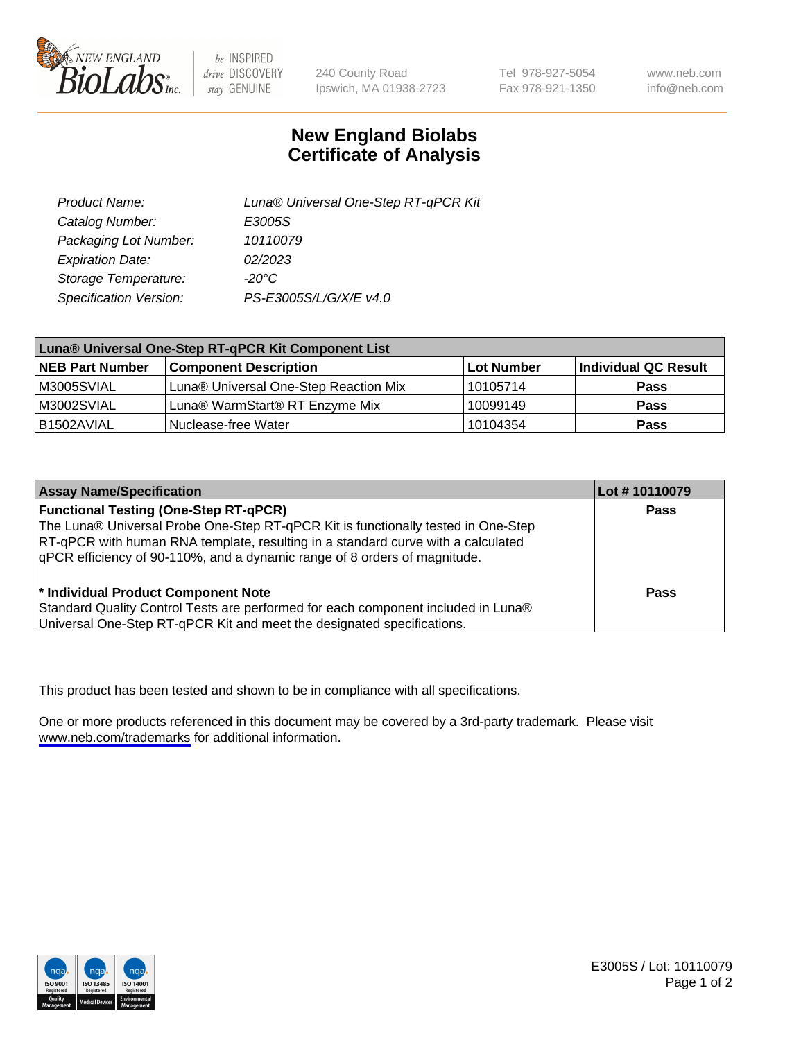NEW ENGLAND BioLabs Inc. — be INSPIRED drive DISCOVERY stay GENUINE

240 County Road
Ipswich, MA 01938-2723

Tel 978-927-5054
Fax 978-921-1350

www.neb.com
info@neb.com

# New England Biolabs
# Certificate of Analysis

| | |
|---|---|
| *Product Name:* | *Luna® Universal One-Step RT-qPCR Kit* |
| *Catalog Number:* | *E3005S* |
| *Packaging Lot Number:* | *10110079* |
| *Expiration Date:* | *02/2023* |
| *Storage Temperature:* | *-20°C* |
| *Specification Version:* | *PS-E3005S/L/G/X/E v4.0* |

| Luna® Universal One-Step RT-qPCR Kit Component List | | | |
|---|---|---|---|
| **NEB Part Number** | **Component Description** | **Lot Number** | **Individual QC Result** |
| M3005SVIAL | Luna® Universal One-Step Reaction Mix | 10105714 | **Pass** |
| M3002SVIAL | Luna® WarmStart® RT Enzyme Mix | 10099149 | **Pass** |
| B1502AVIAL | Nuclease-free Water | 10104354 | **Pass** |

| Assay Name/Specification | Lot # 10110079 |
|---|---|
| **Functional Testing (One-Step RT-qPCR)** The Luna® Universal Probe One-Step RT-qPCR Kit is functionally tested in One-Step RT-qPCR with human RNA template, resulting in a standard curve with a calculated qPCR efficiency of 90-110%, and a dynamic range of 8 orders of magnitude. | **Pass** |
| **\* Individual Product Component Note** Standard Quality Control Tests are performed for each component included in Luna® Universal One-Step RT-qPCR Kit and meet the designated specifications. | **Pass** |

This product has been tested and shown to be in compliance with all specifications.

One or more products referenced in this document may be covered by a 3rd-party trademark. Please visit www.neb.com/trademarks for additional information.

E3005S / Lot: 10110079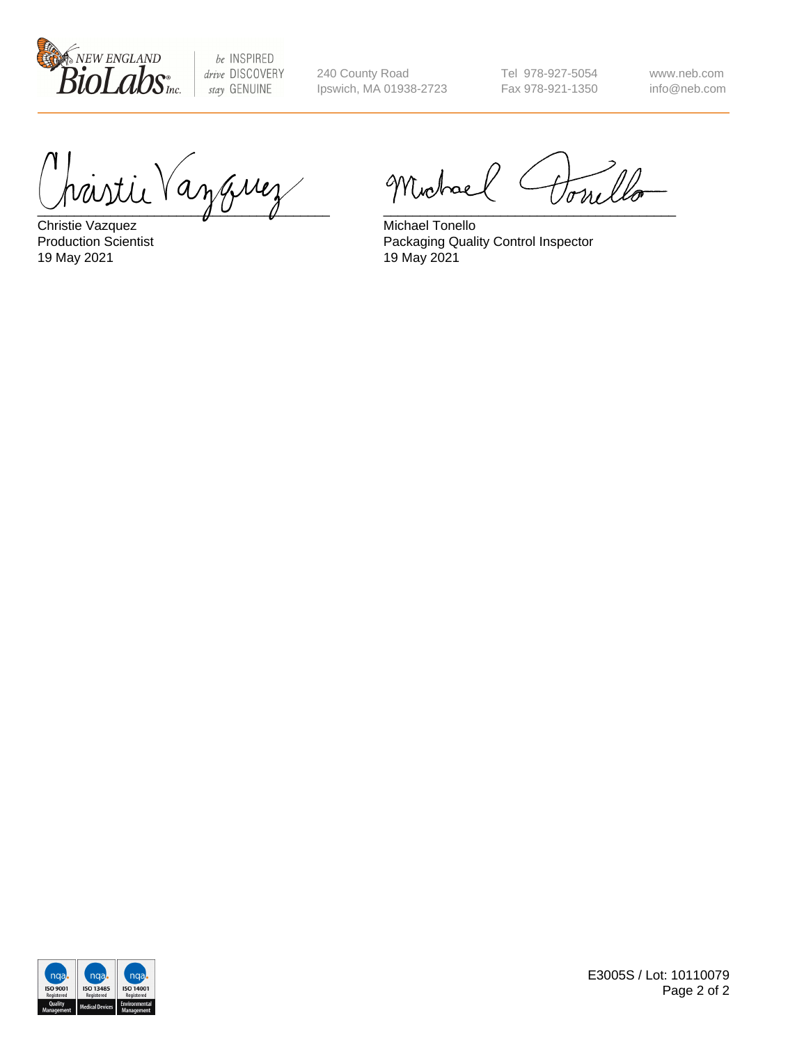New England BioLabs Inc. — be INSPIRED drive DISCOVERY stay GENUINE

240 County Road
Ipswich, MA 01938-2723

Tel 978-927-5054
Fax 978-921-1350

www.neb.com
info@neb.com

______________________________
Christie Vazquez
Production Scientist
19 May 2021

______________________________
Michael Tonello
Packaging Quality Control Inspector
19 May 2021

ISO 9001 Registered Quality Management | ISO 13485 Registered Medical Devices | ISO 14001 Registered Environmental Management

E3005S / Lot: 10110079